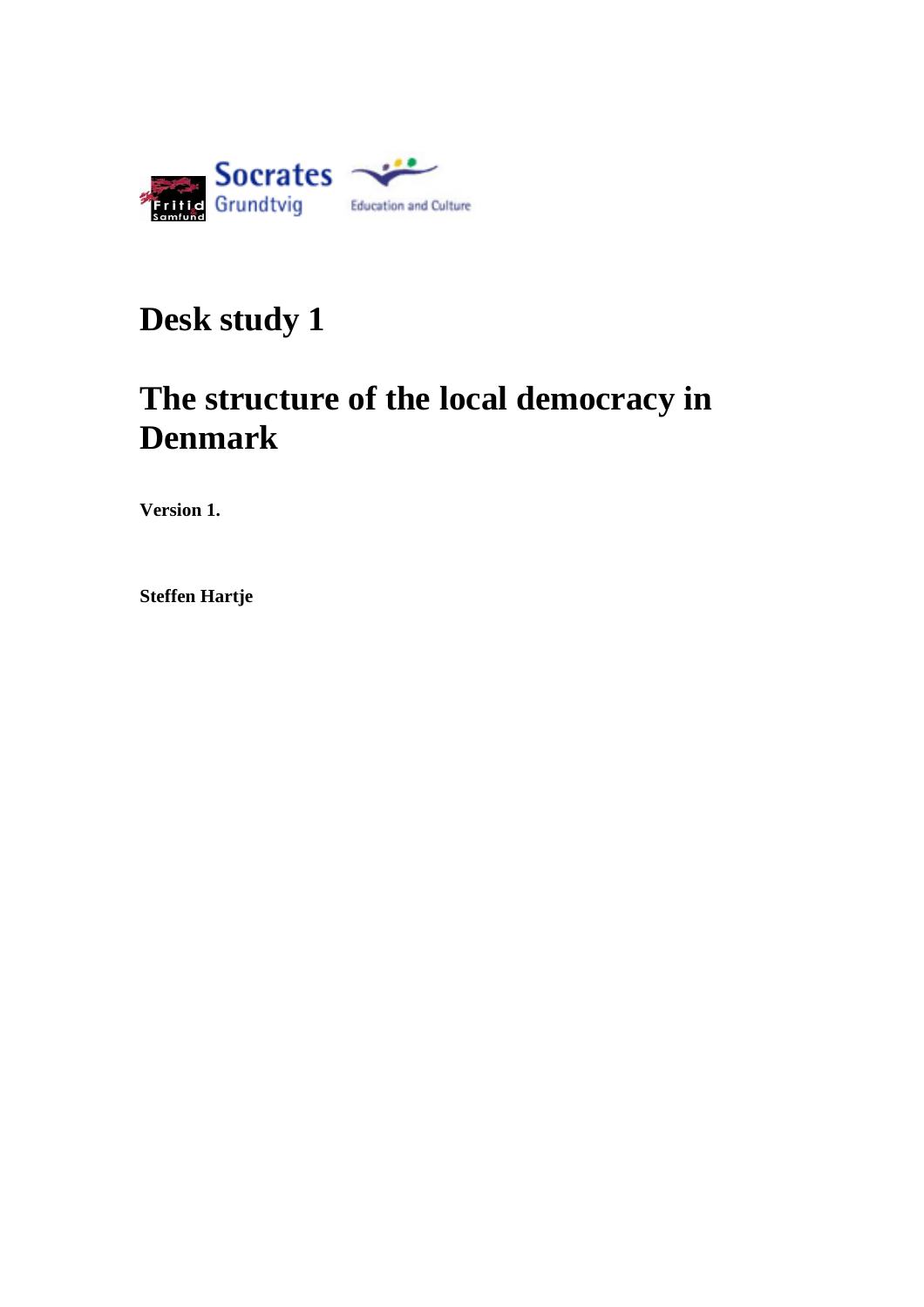# Desk study 1

# The structure of the local democracy in Denmark

**Version 1.**

**Steffen Hartje**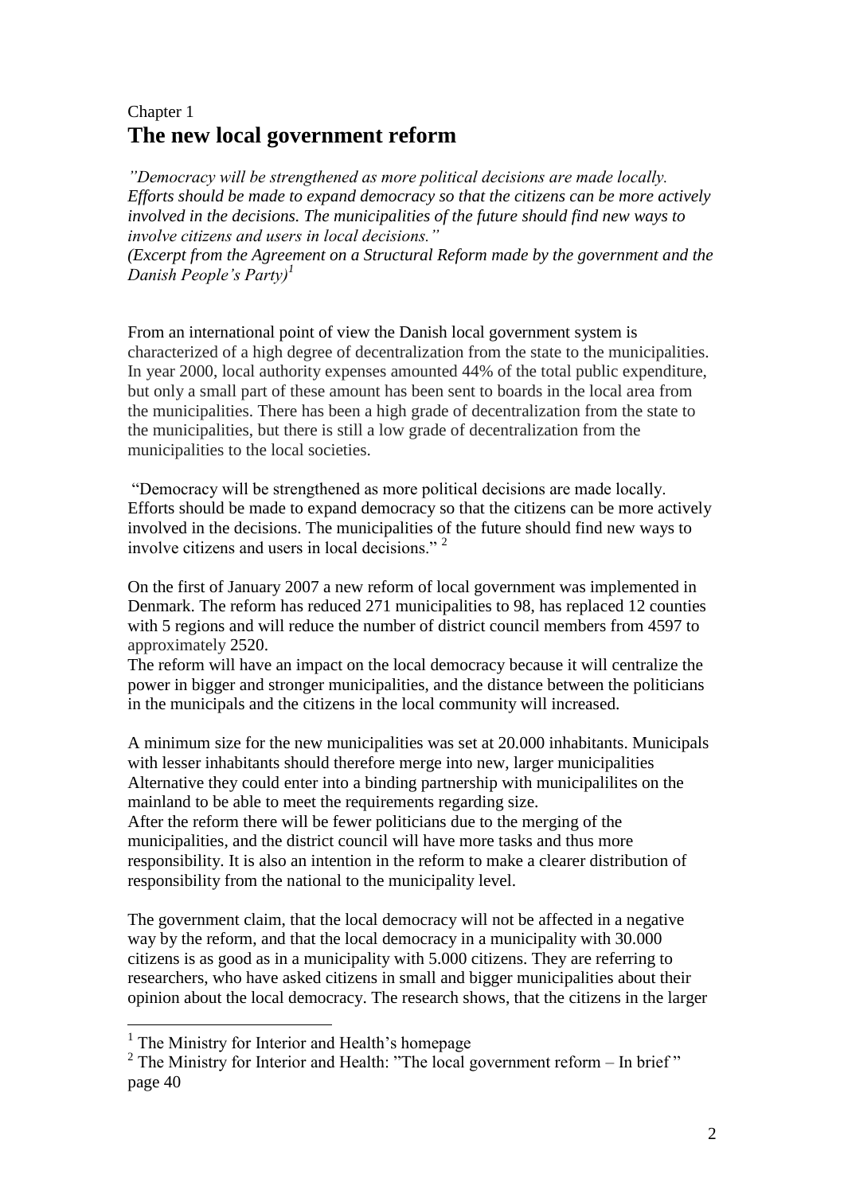Chapter 1

# The new local government reform

*"Democracy will be strengthened as more political decisions are made locally. Efforts should be made to expand democracy so that the citizens can be more actively involved in the decisions. The municipalities of the future should find new ways to involve citizens and users in local decisions."*

*(Excerpt from the Agreement on a Structural Reform made by the government and the Danish People's Party)*[1]

From an international point of view the Danish local government system is characterized of a high degree of decentralization from the state to the municipalities. In year 2000, local authority expenses amounted 44% of the total public expenditure, but only a small part of these amount has been sent to boards in the local area from the municipalities. There has been a high grade of decentralization from the state to the municipalities, but there is still a low grade of decentralization from the municipalities to the local societies.

"Democracy will be strengthened as more political decisions are made locally. Efforts should be made to expand democracy so that the citizens can be more actively involved in the decisions. The municipalities of the future should find new ways to involve citizens and users in local decisions." [2]

On the first of January 2007 a new reform of local government was implemented in Denmark. The reform has reduced 271 municipalities to 98, has replaced 12 counties with 5 regions and will reduce the number of district council members from 4597 to approximately 2520.

The reform will have an impact on the local democracy because it will centralize the power in bigger and stronger municipalities, and the distance between the politicians in the municipals and the citizens in the local community will increased.

A minimum size for the new municipalities was set at 20.000 inhabitants. Municipals with lesser inhabitants should therefore merge into new, larger municipalities Alternative they could enter into a binding partnership with municipalilites on the mainland to be able to meet the requirements regarding size.

After the reform there will be fewer politicians due to the merging of the municipalities, and the district council will have more tasks and thus more responsibility. It is also an intention in the reform to make a clearer distribution of responsibility from the national to the municipality level.

The government claim, that the local democracy will not be affected in a negative way by the reform, and that the local democracy in a municipality with 30.000 citizens is as good as in a municipality with 5.000 citizens. They are referring to researchers, who have asked citizens in small and bigger municipalities about their opinion about the local democracy. The research shows, that the citizens in the larger

---

[1] The Ministry for Interior and Health's homepage

[2] The Ministry for Interior and Health: "The local government reform – In brief" page 40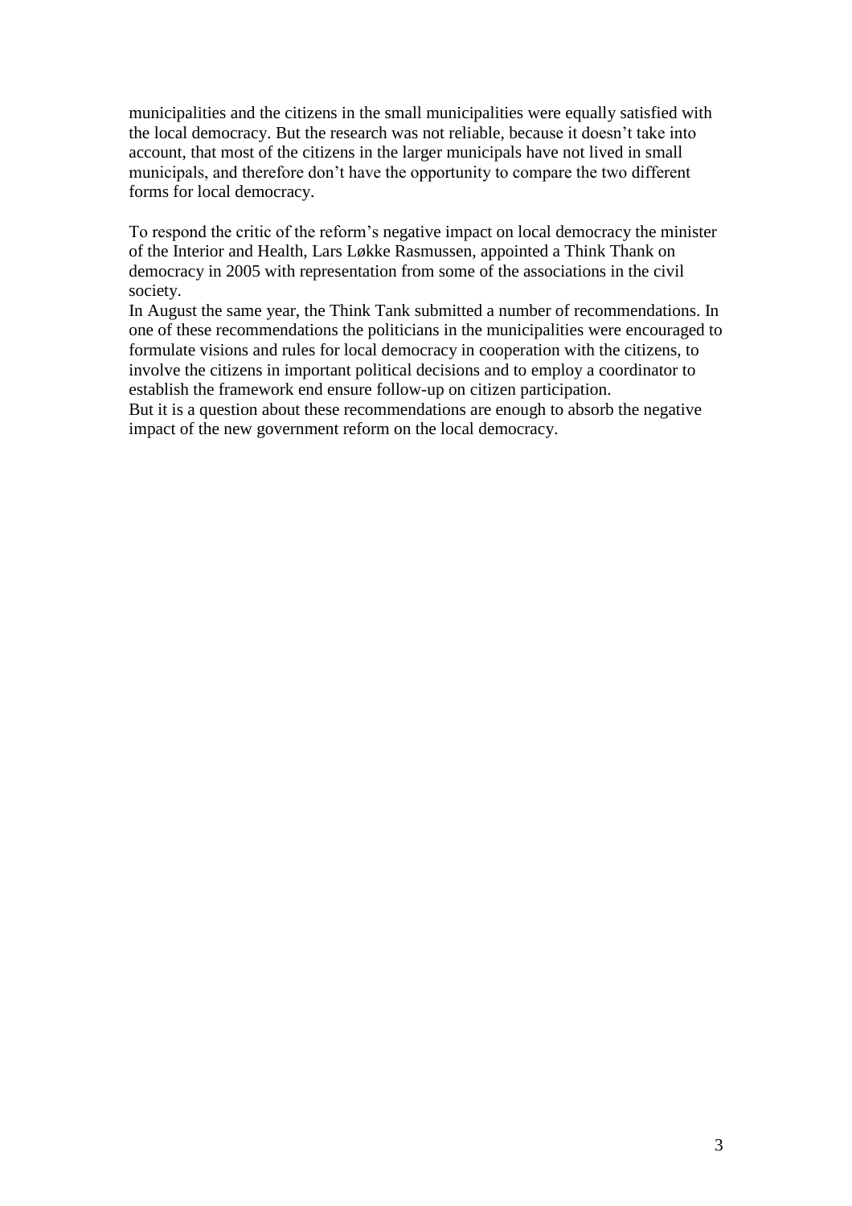municipalities and the citizens in the small municipalities were equally satisfied with the local democracy. But the research was not reliable, because it doesn't take into account, that most of the citizens in the larger municipals have not lived in small municipals, and therefore don't have the opportunity to compare the two different forms for local democracy.

To respond the critic of the reform's negative impact on local democracy the minister of the Interior and Health, Lars Løkke Rasmussen, appointed a Think Thank on democracy in 2005 with representation from some of the associations in the civil society.
In August the same year, the Think Tank submitted a number of recommendations. In one of these recommendations the politicians in the municipalities were encouraged to formulate visions and rules for local democracy in cooperation with the citizens, to involve the citizens in important political decisions and to employ a coordinator to establish the framework end ensure follow-up on citizen participation.
But it is a question about these recommendations are enough to absorb the negative impact of the new government reform on the local democracy.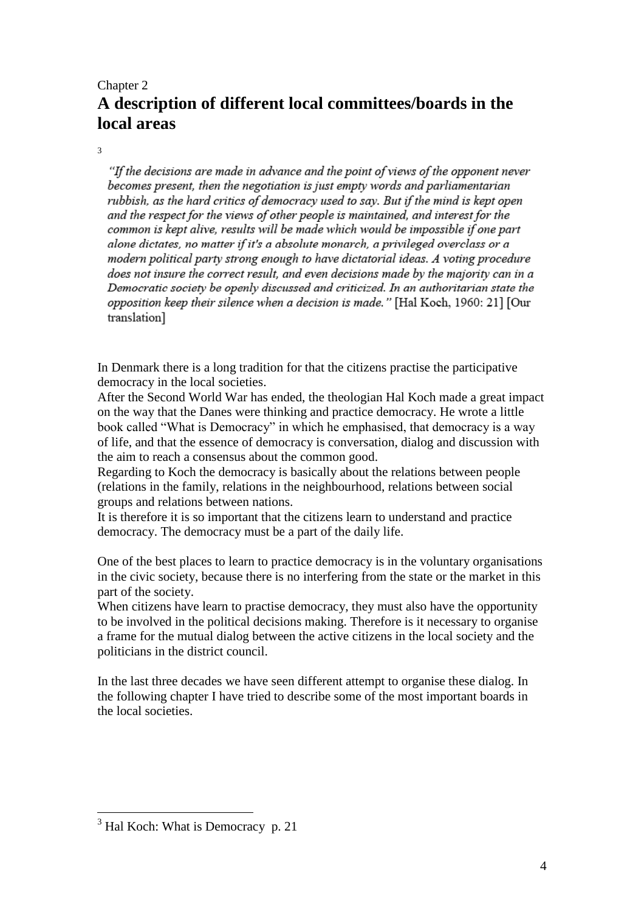Chapter 2

# A description of different local committees/boards in the local areas

[3]

> *"If the decisions are made in advance and the point of views of the opponent never becomes present, then the negotiation is just empty words and parliamentarian rubbish, as the hard critics of democracy used to say. But if the mind is kept open and the respect for the views of other people is maintained, and interest for the common is kept alive, results will be made which would be impossible if one part alone dictates, no matter if it's a absolute monarch, a privileged overclass or a modern political party strong enough to have dictatorial ideas. A voting procedure does not insure the correct result, and even decisions made by the majority can in a Democratic society be openly discussed and criticized. In an authoritarian state the opposition keep their silence when a decision is made."* [Hal Koch, 1960: 21] [Our translation]

In Denmark there is a long tradition for that the citizens practise the participative democracy in the local societies.
After the Second World War has ended, the theologian Hal Koch made a great impact on the way that the Danes were thinking and practice democracy. He wrote a little book called "What is Democracy" in which he emphasised, that democracy is a way of life, and that the essence of democracy is conversation, dialog and discussion with the aim to reach a consensus about the common good.
Regarding to Koch the democracy is basically about the relations between people (relations in the family, relations in the neighbourhood, relations between social groups and relations between nations.
It is therefore it is so important that the citizens learn to understand and practice democracy. The democracy must be a part of the daily life.

One of the best places to learn to practice democracy is in the voluntary organisations in the civic society, because there is no interfering from the state or the market in this part of the society.
When citizens have learn to practise democracy, they must also have the opportunity to be involved in the political decisions making. Therefore is it necessary to organise a frame for the mutual dialog between the active citizens in the local society and the politicians in the district council.

In the last three decades we have seen different attempt to organise these dialog. In the following chapter I have tried to describe some of the most important boards in the local societies.

---

[3] Hal Koch: What is Democracy p. 21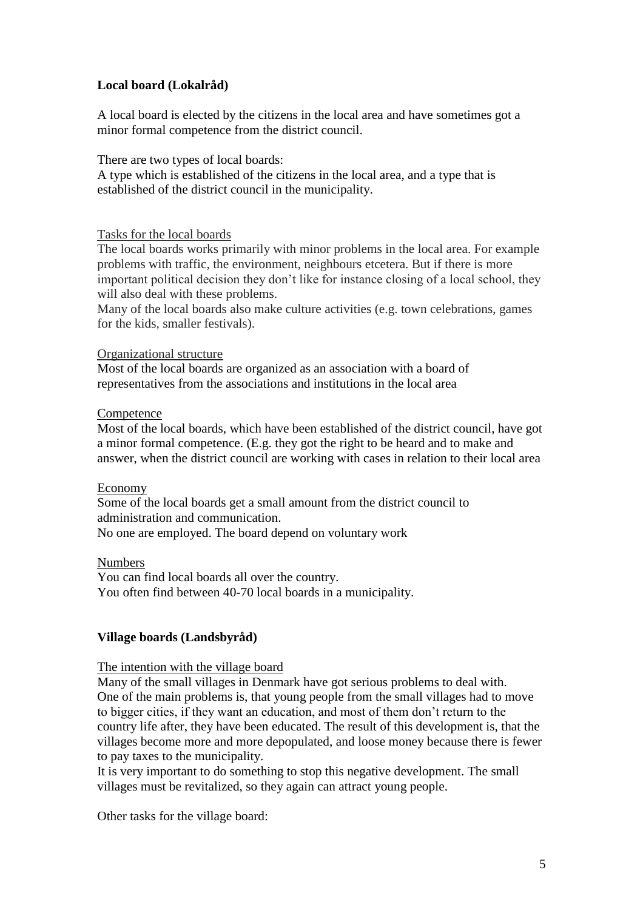## Local board (Lokalråd)

A local board is elected by the citizens in the local area and have sometimes got a minor formal competence from the district council.

There are two types of local boards:
A type which is established of the citizens in the local area, and a type that is established of the district council in the municipality.

### Tasks for the local boards

The local boards works primarily with minor problems in the local area. For example problems with traffic, the environment, neighbours etcetera. But if there is more important political decision they don't like for instance closing of a local school, they will also deal with these problems.
Many of the local boards also make culture activities (e.g. town celebrations, games for the kids, smaller festivals).

### Organizational structure

Most of the local boards are organized as an association with a board of representatives from the associations and institutions in the local area

### Competence

Most of the local boards, which have been established of the district council, have got a minor formal competence. (E.g. they got the right to be heard and to make and answer, when the district council are working with cases in relation to their local area

### Economy

Some of the local boards get a small amount from the district council to administration and communication.
No one are employed. The board depend on voluntary work

### Numbers

You can find local boards all over the country.
You often find between 40-70 local boards in a municipality.

## Village boards (Landsbyråd)

### The intention with the village board

Many of the small villages in Denmark have got serious problems to deal with.
One of the main problems is, that young people from the small villages had to move to bigger cities, if they want an education, and most of them don't return to the country life after, they have been educated. The result of this development is, that the villages become more and more depopulated, and loose money because there is fewer to pay taxes to the municipality.
It is very important to do something to stop this negative development. The small villages must be revitalized, so they again can attract young people.

Other tasks for the village board: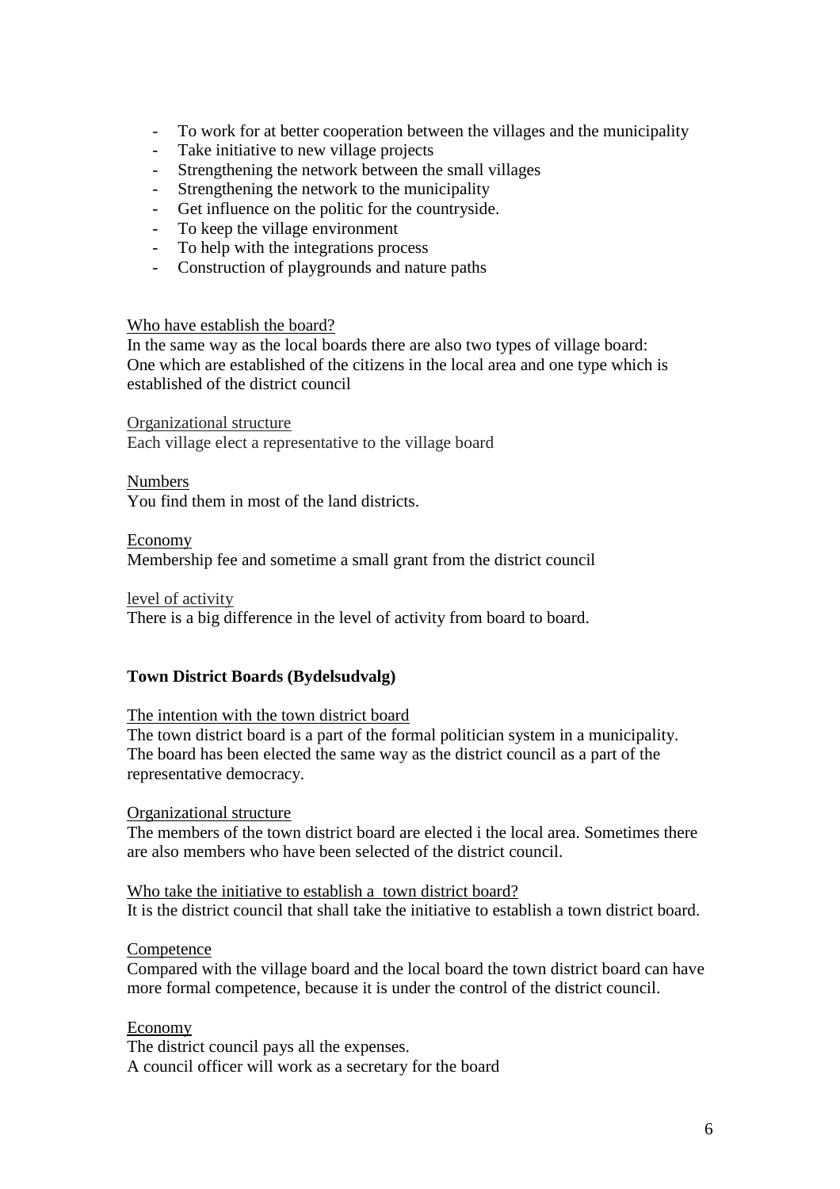- To work for at better cooperation between the villages and the municipality
- Take initiative to new village projects
- Strengthening the network between the small villages
- Strengthening the network to the municipality
- Get influence on the politic for the countryside.
- To keep the village environment
- To help with the integrations process
- Construction of playgrounds and nature paths

Who have establish the board?

In the same way as the local boards there are also two types of village board: One which are established of the citizens in the local area and one type which is established of the district council

Organizational structure

Each village elect a representative to the village board

Numbers

You find them in most of the land districts.

Economy

Membership fee and sometime a small grant from the district council

level of activity

There is a big difference in the level of activity from board to board.

**Town District Boards (Bydelsudvalg)**

The intention with the town district board

The town district board is a part of the formal politician system in a municipality. The board has been elected the same way as the district council as a part of the representative democracy.

Organizational structure

The members of the town district board are elected i the local area. Sometimes there are also members who have been selected of the district council.

Who take the initiative to establish a town district board?

It is the district council that shall take the initiative to establish a town district board.

Competence

Compared with the village board and the local board the town district board can have more formal competence, because it is under the control of the district council.

Economy

The district council pays all the expenses.
A council officer will work as a secretary for the board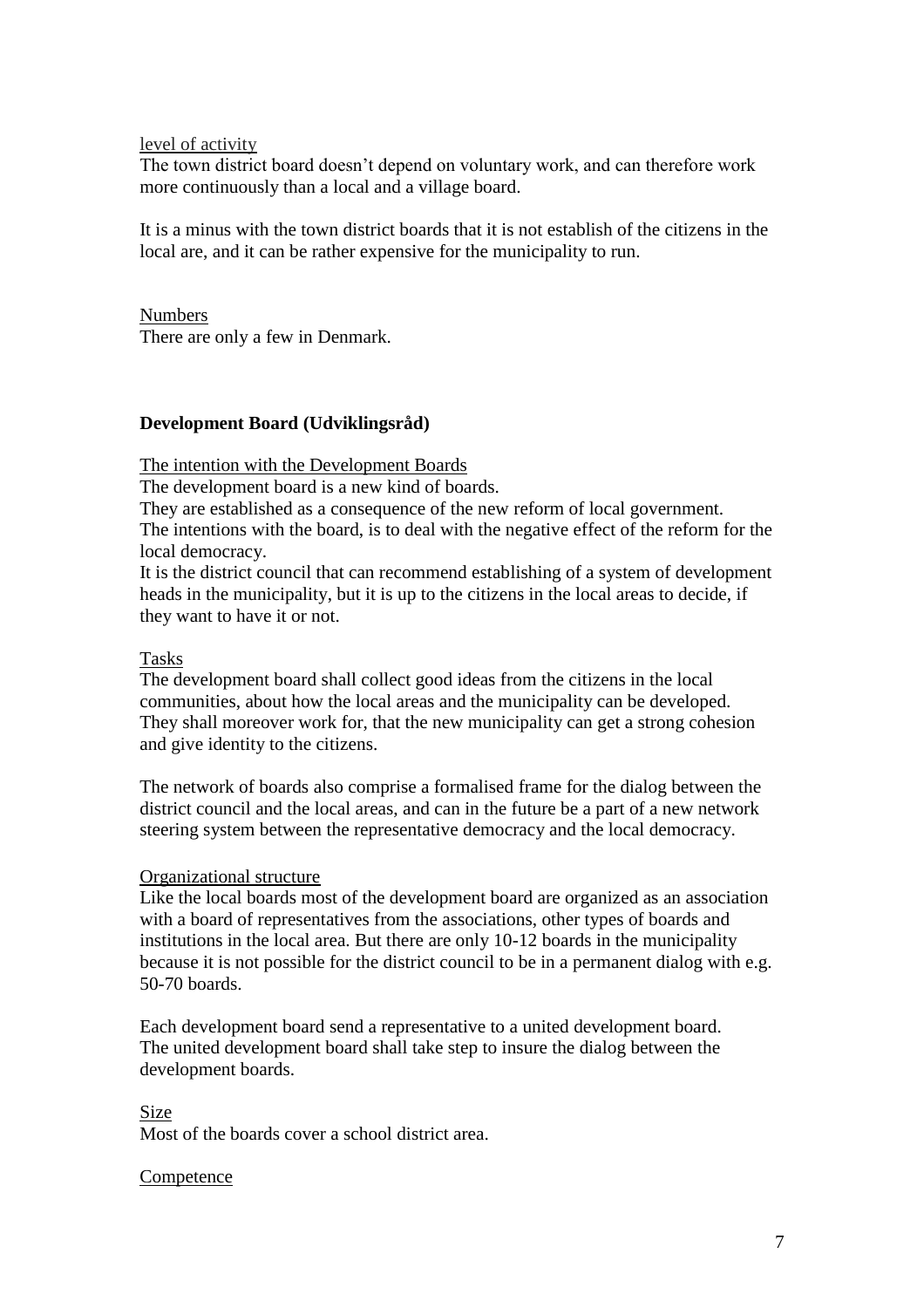level of activity

The town district board doesn't depend on voluntary work, and can therefore work more continuously than a local and a village board.

It is a minus with the town district boards that it is not establish of the citizens in the local are, and it can be rather expensive for the municipality to run.

Numbers

There are only a few in Denmark.

### Development Board (Udviklingsråd)

The intention with the Development Boards

The development board is a new kind of boards.
They are established as a consequence of the new reform of local government.
The intentions with the board, is to deal with the negative effect of the reform for the local democracy.
It is the district council that can recommend establishing of a system of development heads in the municipality, but it is up to the citizens in the local areas to decide, if they want to have it or not.

Tasks

The development board shall collect good ideas from the citizens in the local communities, about how the local areas and the municipality can be developed. They shall moreover work for, that the new municipality can get a strong cohesion and give identity to the citizens.

The network of boards also comprise a formalised frame for the dialog between the district council and the local areas, and can in the future be a part of a new network steering system between the representative democracy and the local democracy.

Organizational structure

Like the local boards most of the development board are organized as an association with a board of representatives from the associations, other types of boards and institutions in the local area. But there are only 10-12 boards in the municipality because it is not possible for the district council to be in a permanent dialog with e.g. 50-70 boards.

Each development board send a representative to a united development board.
The united development board shall take step to insure the dialog between the development boards.

Size

Most of the boards cover a school district area.

Competence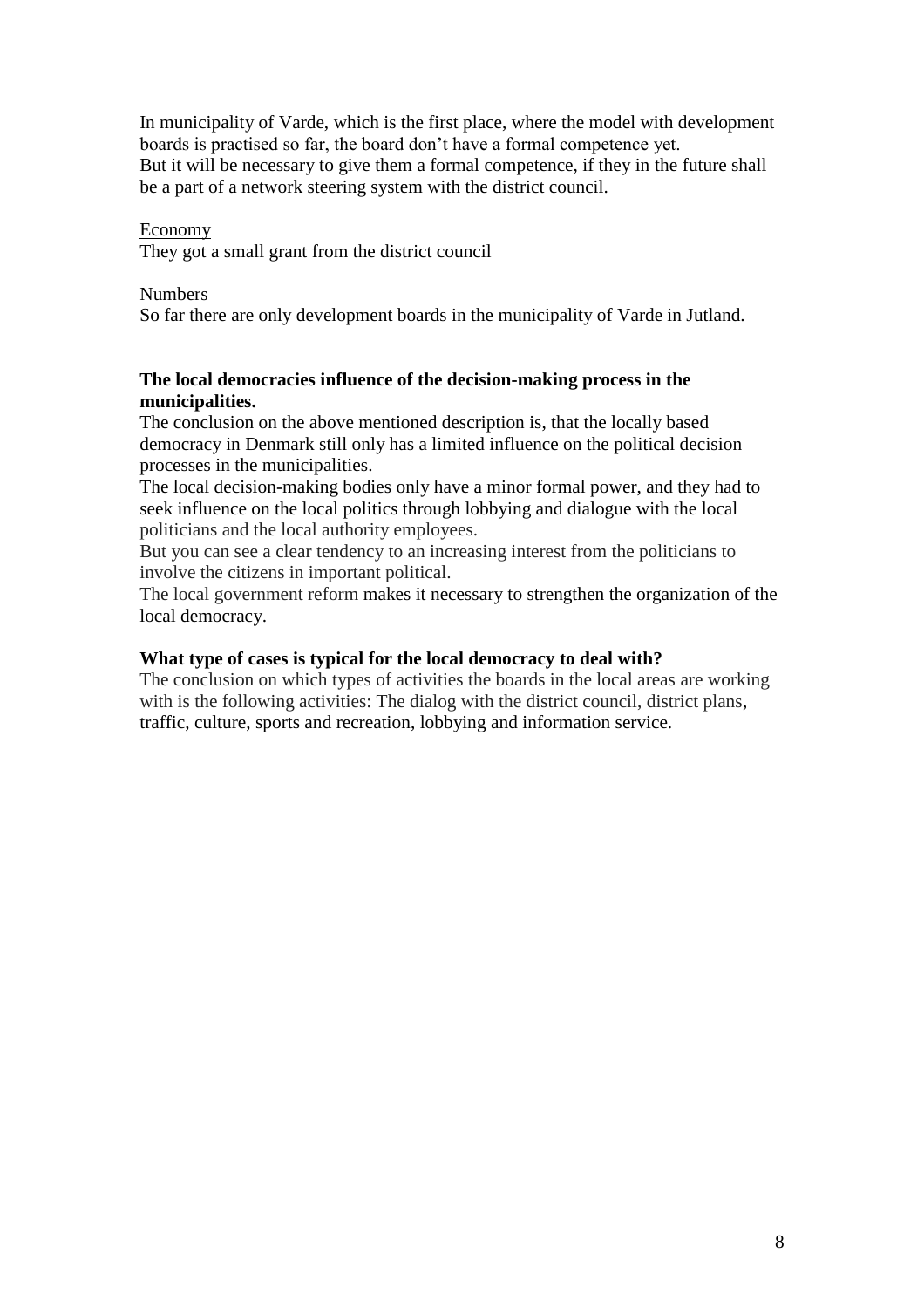In municipality of Varde, which is the first place, where the model with development boards is practised so far, the board don't have a formal competence yet.
But it will be necessary to give them a formal competence, if they in the future shall be a part of a network steering system with the district council.

Economy
They got a small grant from the district council

Numbers
So far there are only development boards in the municipality of Varde in Jutland.

**The local democracies influence of the decision-making process in the municipalities.**
The conclusion on the above mentioned description is, that the locally based democracy in Denmark still only has a limited influence on the political decision processes in the municipalities.
The local decision-making bodies only have a minor formal power, and they had to seek influence on the local politics through lobbying and dialogue with the local politicians and the local authority employees.
But you can see a clear tendency to an increasing interest from the politicians to involve the citizens in important political.
The local government reform makes it necessary to strengthen the organization of the local democracy.

**What type of cases is typical for the local democracy to deal with?**
The conclusion on which types of activities the boards in the local areas are working with is the following activities: The dialog with the district council, district plans, traffic, culture, sports and recreation, lobbying and information service.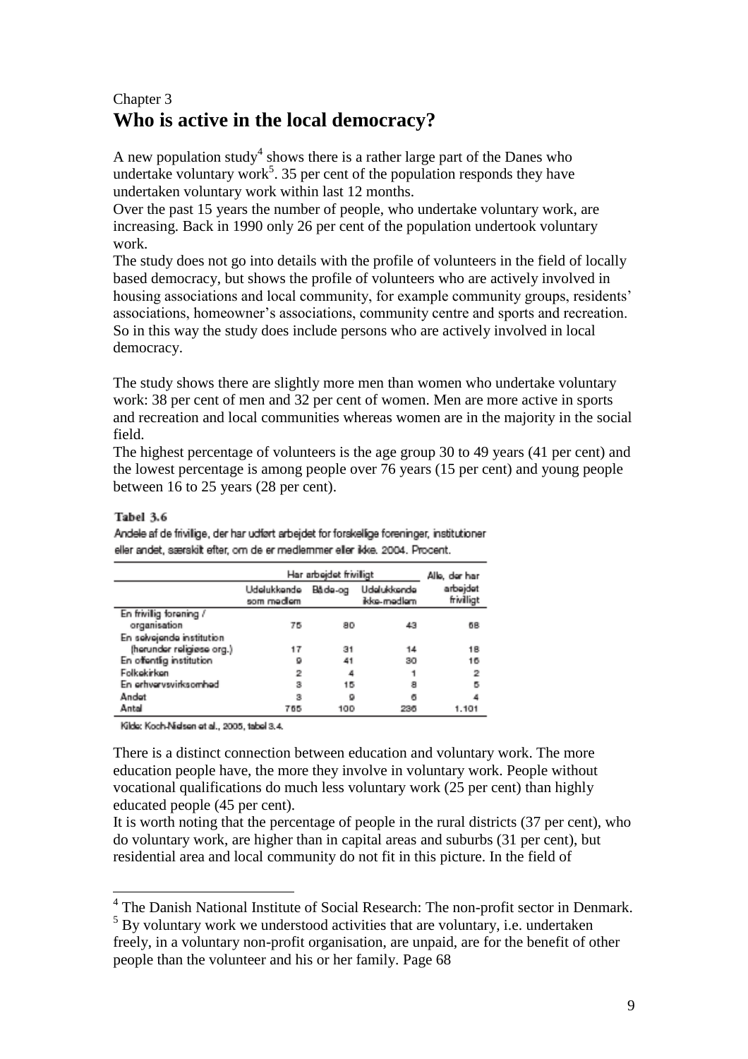Chapter 3

# Who is active in the local democracy?

A new population study[4] shows there is a rather large part of the Danes who undertake voluntary work[5]. 35 per cent of the population responds they have undertaken voluntary work within last 12 months.

Over the past 15 years the number of people, who undertake voluntary work, are increasing. Back in 1990 only 26 per cent of the population undertook voluntary work.

The study does not go into details with the profile of volunteers in the field of locally based democracy, but shows the profile of volunteers who are actively involved in housing associations and local community, for example community groups, residents' associations, homeowner's associations, community centre and sports and recreation. So in this way the study does include persons who are actively involved in local democracy.

The study shows there are slightly more men than women who undertake voluntary work: 38 per cent of men and 32 per cent of women. Men are more active in sports and recreation and local communities whereas women are in the majority in the social field.

The highest percentage of volunteers is the age group 30 to 49 years (41 per cent) and the lowest percentage is among people over 76 years (15 per cent) and young people between 16 to 25 years (28 per cent).

**Tabel 3.6**

Andele af de frivillige, der har udført arbejdet for forskellige foreninger, institutioner eller andet, særskilt efter, om de er medlemmer eller ikke. 2004. Procent.

| | Har arbejdet frivilligt | | | Alle, der har arbejdet frivilligt |
|---|---|---|---|---|
| | Udelukkende som medlem | Både-og | Udelukkende ikke-medlem | |
| En frivillig forening / organisation | 75 | 80 | 43 | 68 |
| En selvejende institution (herunder religiøse org.) | 17 | 31 | 14 | 18 |
| En offentlig institution | 9 | 41 | 30 | 16 |
| Folkekirken | 2 | 4 | 1 | 2 |
| En erhvervsvirksomhed | 3 | 15 | 8 | 5 |
| Andet | 3 | 9 | 6 | 4 |
| Antal | 765 | 100 | 236 | 1.101 |

Kilde: Koch-Nielsen et al., 2005, tabel 3.4.

There is a distinct connection between education and voluntary work. The more education people have, the more they involve in voluntary work. People without vocational qualifications do much less voluntary work (25 per cent) than highly educated people (45 per cent).

It is worth noting that the percentage of people in the rural districts (37 per cent), who do voluntary work, are higher than in capital areas and suburbs (31 per cent), but residential area and local community do not fit in this picture. In the field of

[4] The Danish National Institute of Social Research: The non-profit sector in Denmark.

[5] By voluntary work we understood activities that are voluntary, i.e. undertaken freely, in a voluntary non-profit organisation, are unpaid, are for the benefit of other people than the volunteer and his or her family. Page 68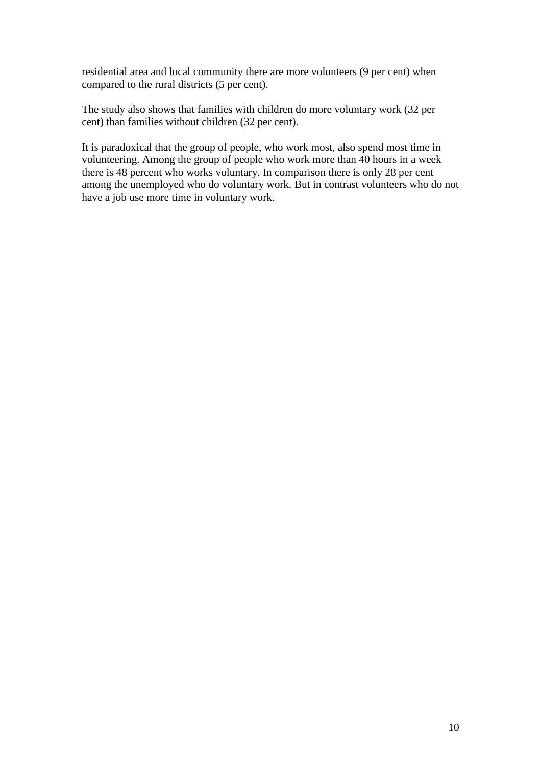residential area and local community there are more volunteers (9 per cent) when compared to the rural districts (5 per cent).

The study also shows that families with children do more voluntary work (32 per cent) than families without children (32 per cent).

It is paradoxical that the group of people, who work most, also spend most time in volunteering. Among the group of people who work more than 40 hours in a week there is 48 percent who works voluntary. In comparison there is only 28 per cent among the unemployed who do voluntary work. But in contrast volunteers who do not have a job use more time in voluntary work.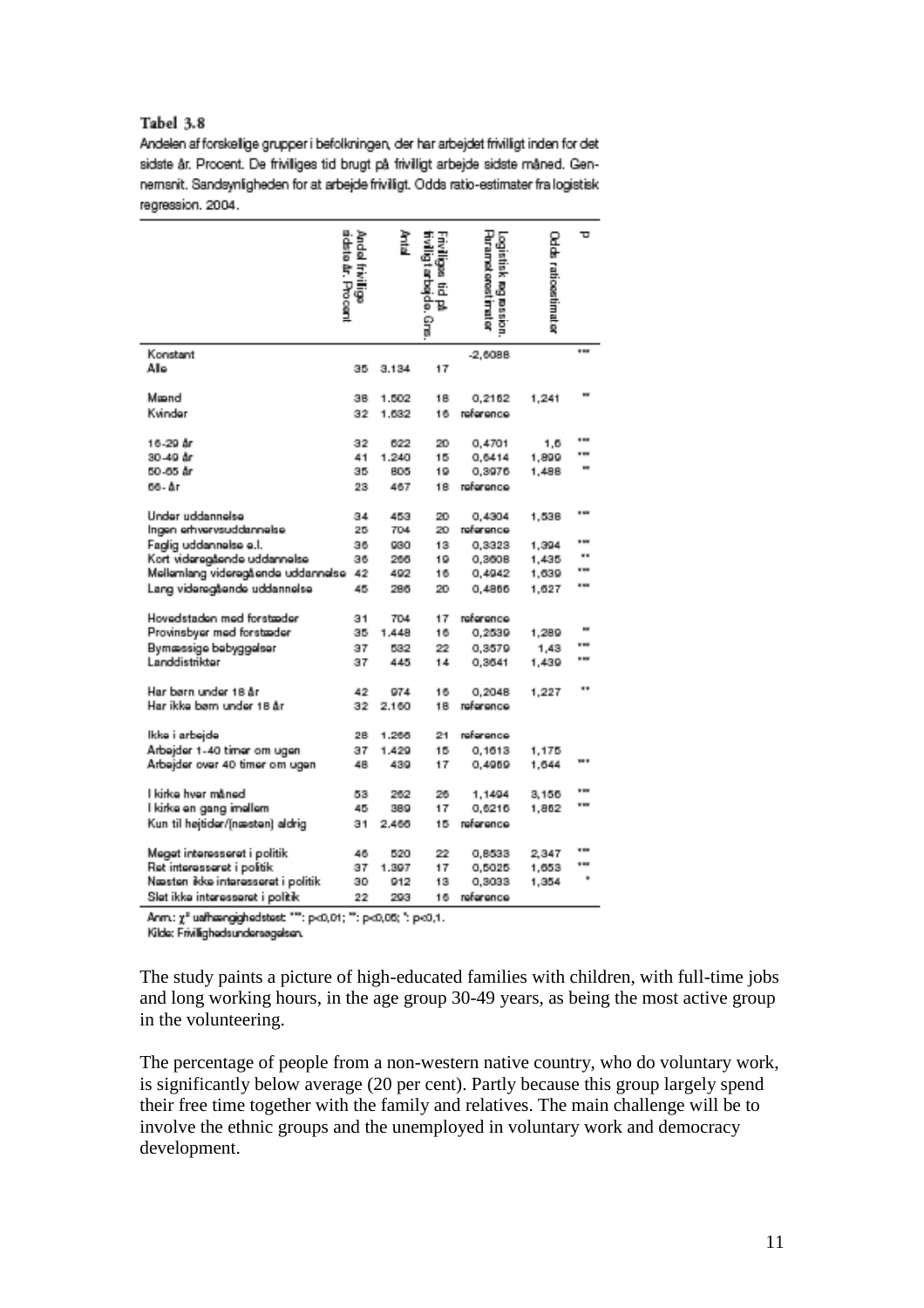**Tabel 3.8**

Andelen af forskellige grupper i befolkningen, der har arbejdet frivilligt inden for det sidste år. Procent. De frivilliges tid brugt på frivilligt arbejde sidste måned. Gennemsnit. Sandsynligheden for at arbejde frivilligt. Odds ratio-estimater fra logistisk regression. 2004.

| | Andel frivillige sidste år. Procent | Antal | Frivilliges tid på frivilligt arbejde. Gns. | Logistisk regression. Parameterestimater | Odds ratioestimater | p |
|---|---|---|---|---|---|---|
| Konstant | | | | -2,6088 | | *** |
| Alle | 35 | 3.134 | 17 | | | |
| Mænd | 38 | 1.502 | 18 | 0,2162 | 1,241 | ** |
| Kvinder | 32 | 1.632 | 16 | reference | | |
| 16-29 år | 32 | 622 | 20 | 0,4701 | 1,6 | *** |
| 30-49 år | 41 | 1.240 | 15 | 0,6414 | 1,899 | *** |
| 50-65 år | 35 | 805 | 19 | 0,3976 | 1,488 | ** |
| 66- år | 23 | 467 | 18 | reference | | |
| Under uddannelse | 34 | 453 | 20 | 0,4304 | 1,538 | *** |
| Ingen erhvervsuddannelse | 25 | 704 | 20 | reference | | |
| Faglig uddannelse a.l. | 36 | 930 | 13 | 0,3323 | 1,394 | *** |
| Kort videregående uddannelse | 36 | 266 | 19 | 0,3608 | 1,435 | ** |
| Mellemlang videregående uddannelse | 42 | 492 | 16 | 0,4942 | 1,639 | *** |
| Lang videregående uddannelse | 45 | 286 | 20 | 0,4866 | 1,627 | *** |
| Hovedstaden med forstæder | 31 | 704 | 17 | reference | | |
| Provinsbyer med forstæder | 35 | 1.448 | 16 | 0,2539 | 1,289 | ** |
| Bymæssige bebyggelser | 37 | 532 | 22 | 0,3579 | 1,43 | *** |
| Landdistrikter | 37 | 445 | 14 | 0,3641 | 1,439 | *** |
| Har børn under 18 år | 42 | 974 | 16 | 0,2048 | 1,227 | ** |
| Har ikke børn under 18 år | 32 | 2.160 | 18 | reference | | |
| Ikke i arbejde | 28 | 1.266 | 21 | reference | | |
| Arbejder 1-40 timer om ugen | 37 | 1.429 | 15 | 0,1613 | 1,175 | |
| Arbejder over 40 timer om ugen | 48 | 439 | 17 | 0,4969 | 1,644 | *** |
| I kirke hver måned | 53 | 262 | 26 | 1,1494 | 3,156 | *** |
| I kirke en gang imellem | 45 | 389 | 17 | 0,6216 | 1,862 | *** |
| Kun til højtider/(næsten) aldrig | 31 | 2.466 | 15 | reference | | |
| Meget interesseret i politik | 46 | 520 | 22 | 0,8533 | 2,347 | *** |
| Ret interesseret i politik | 37 | 1.397 | 17 | 0,5025 | 1,653 | *** |
| Næsten ikke interesseret i politik | 30 | 912 | 13 | 0,3033 | 1,354 | * |
| Slet ikke interesseret i politik | 22 | 293 | 16 | reference | | |

Anm.: $\chi^2$ uafhængighedstest: ***: p<0,01; **: p<0,05; *: p<0,1.
Kilde: Frivillighedsundersøgelsen.

The study paints a picture of high-educated families with children, with full-time jobs and long working hours, in the age group 30-49 years, as being the most active group in the volunteering.

The percentage of people from a non-western native country, who do voluntary work, is significantly below average (20 per cent). Partly because this group largely spend their free time together with the family and relatives. The main challenge will be to involve the ethnic groups and the unemployed in voluntary work and democracy development.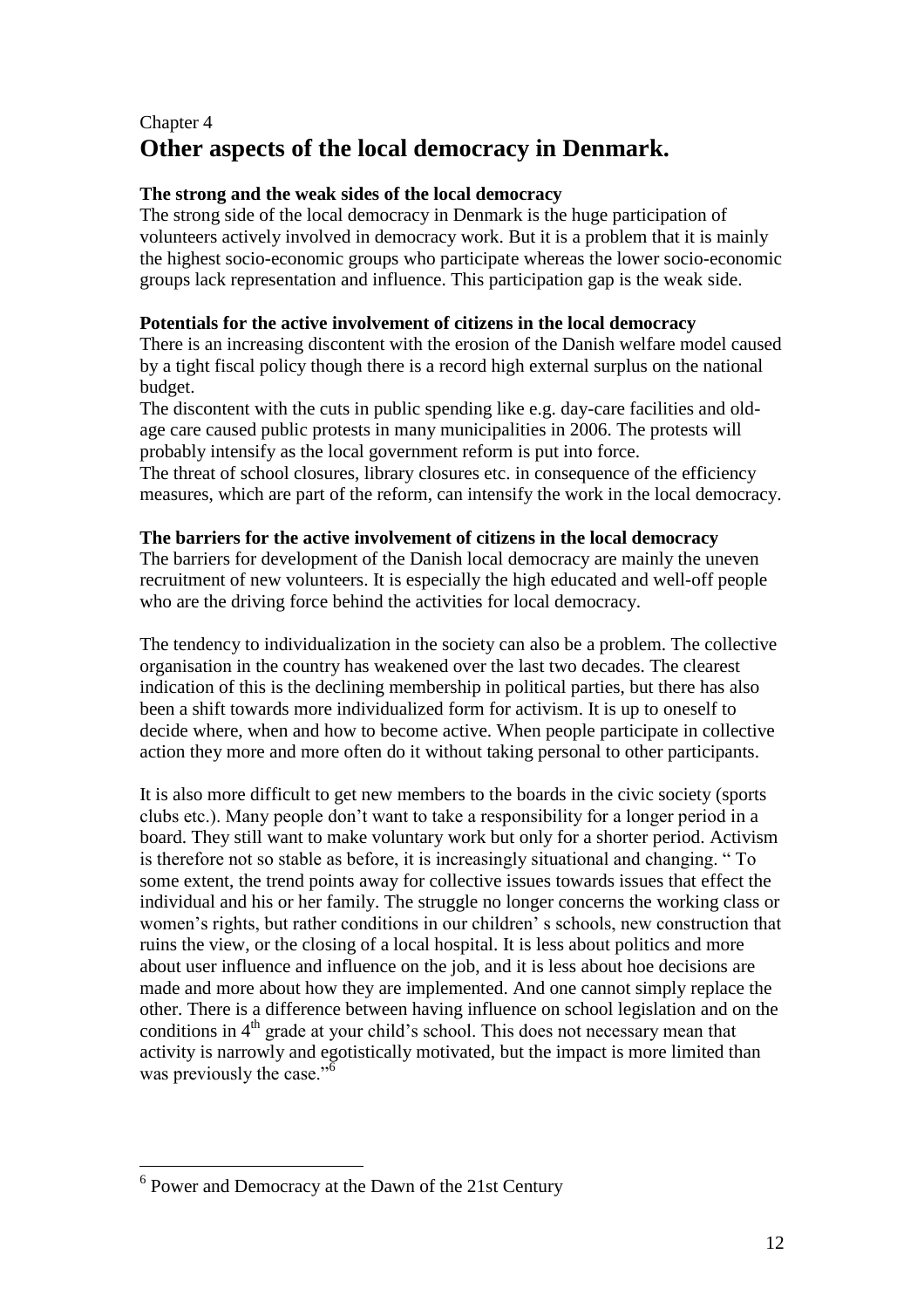Chapter 4

# Other aspects of the local democracy in Denmark.

**The strong and the weak sides of the local democracy**

The strong side of the local democracy in Denmark is the huge participation of volunteers actively involved in democracy work. But it is a problem that it is mainly the highest socio-economic groups who participate whereas the lower socio-economic groups lack representation and influence. This participation gap is the weak side.

**Potentials for the active involvement of citizens in the local democracy**

There is an increasing discontent with the erosion of the Danish welfare model caused by a tight fiscal policy though there is a record high external surplus on the national budget.

The discontent with the cuts in public spending like e.g. day-care facilities and old-age care caused public protests in many municipalities in 2006. The protests will probably intensify as the local government reform is put into force.

The threat of school closures, library closures etc. in consequence of the efficiency measures, which are part of the reform, can intensify the work in the local democracy.

**The barriers for the active involvement of citizens in the local democracy**

The barriers for development of the Danish local democracy are mainly the uneven recruitment of new volunteers. It is especially the high educated and well-off people who are the driving force behind the activities for local democracy.

The tendency to individualization in the society can also be a problem. The collective organisation in the country has weakened over the last two decades. The clearest indication of this is the declining membership in political parties, but there has also been a shift towards more individualized form for activism. It is up to oneself to decide where, when and how to become active. When people participate in collective action they more and more often do it without taking personal to other participants.

It is also more difficult to get new members to the boards in the civic society (sports clubs etc.). Many people don't want to take a responsibility for a longer period in a board. They still want to make voluntary work but only for a shorter period. Activism is therefore not so stable as before, it is increasingly situational and changing. " To some extent, the trend points away for collective issues towards issues that effect the individual and his or her family. The struggle no longer concerns the working class or women's rights, but rather conditions in our children' s schools, new construction that ruins the view, or the closing of a local hospital. It is less about politics and more about user influence and influence on the job, and it is less about hoe decisions are made and more about how they are implemented. And one cannot simply replace the other. There is a difference between having influence on school legislation and on the conditions in 4th grade at your child's school. This does not necessary mean that activity is narrowly and egotistically motivated, but the impact is more limited than was previously the case."[6]

---

[6] Power and Democracy at the Dawn of the 21st Century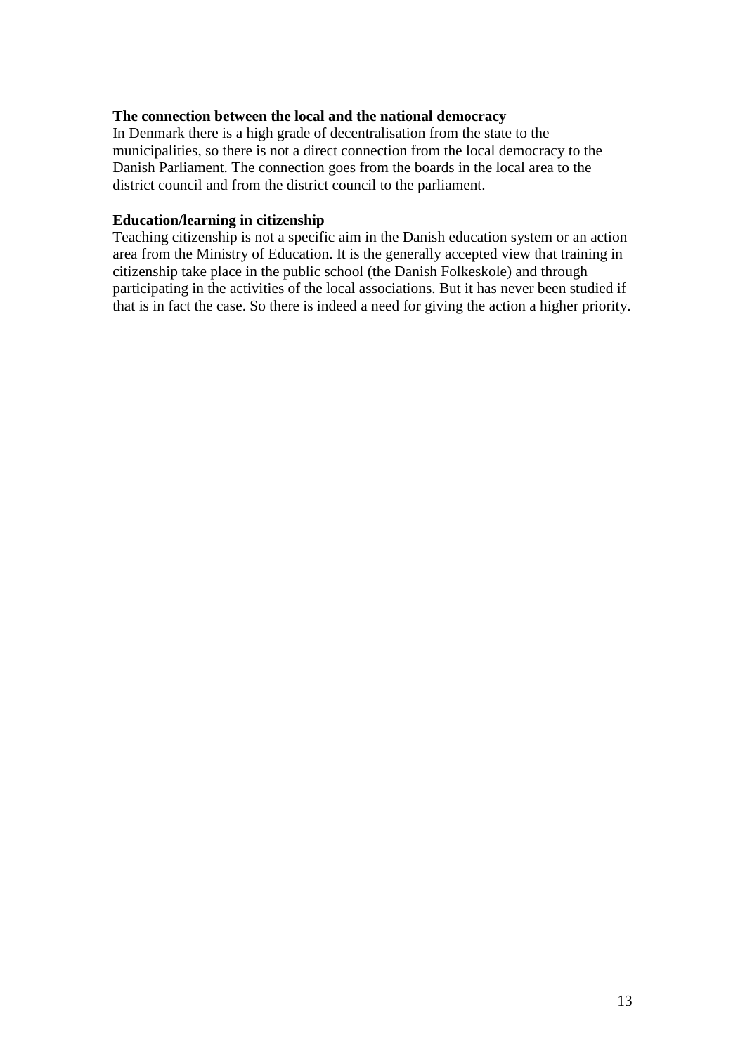**The connection between the local and the national democracy**

In Denmark there is a high grade of decentralisation from the state to the municipalities, so there is not a direct connection from the local democracy to the Danish Parliament. The connection goes from the boards in the local area to the district council and from the district council to the parliament.

**Education/learning in citizenship**

Teaching citizenship is not a specific aim in the Danish education system or an action area from the Ministry of Education. It is the generally accepted view that training in citizenship take place in the public school (the Danish Folkeskole) and through participating in the activities of the local associations. But it has never been studied if that is in fact the case. So there is indeed a need for giving the action a higher priority.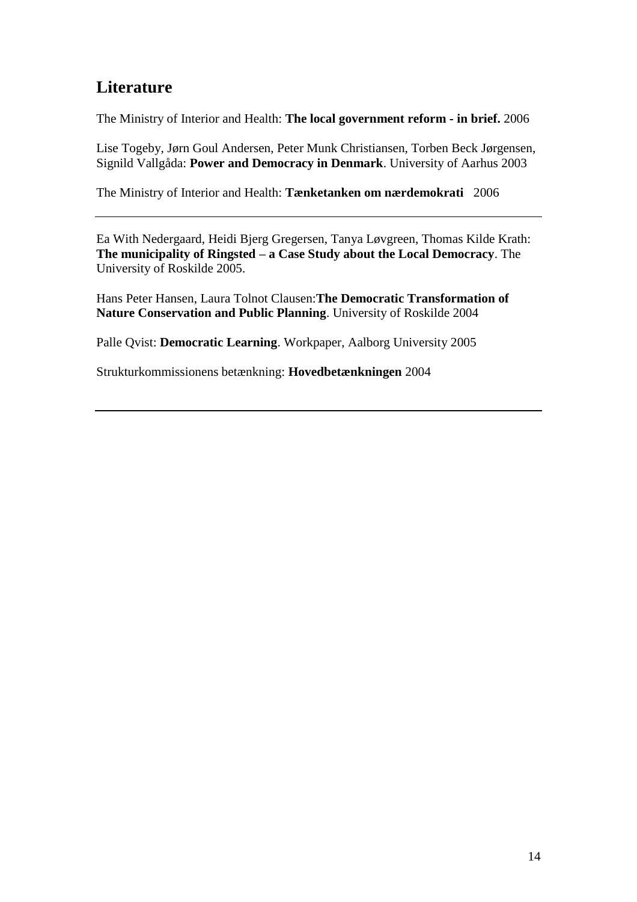## Literature

The Ministry of Interior and Health: **The local government reform - in brief.** 2006

Lise Togeby, Jørn Goul Andersen, Peter Munk Christiansen, Torben Beck Jørgensen, Signild Vallgåda: **Power and Democracy in Denmark**. University of Aarhus 2003

The Ministry of Interior and Health: **Tænketanken om nærdemokrati** 2006

---

Ea With Nedergaard, Heidi Bjerg Gregersen, Tanya Løvgreen, Thomas Kilde Krath: **The municipality of Ringsted – a Case Study about the Local Democracy**. The University of Roskilde 2005.

Hans Peter Hansen, Laura Tolnot Clausen:**The Democratic Transformation of Nature Conservation and Public Planning**. University of Roskilde 2004

Palle Qvist: **Democratic Learning**. Workpaper, Aalborg University 2005

Strukturkommissionens betænkning: **Hovedbetænkningen** 2004

---